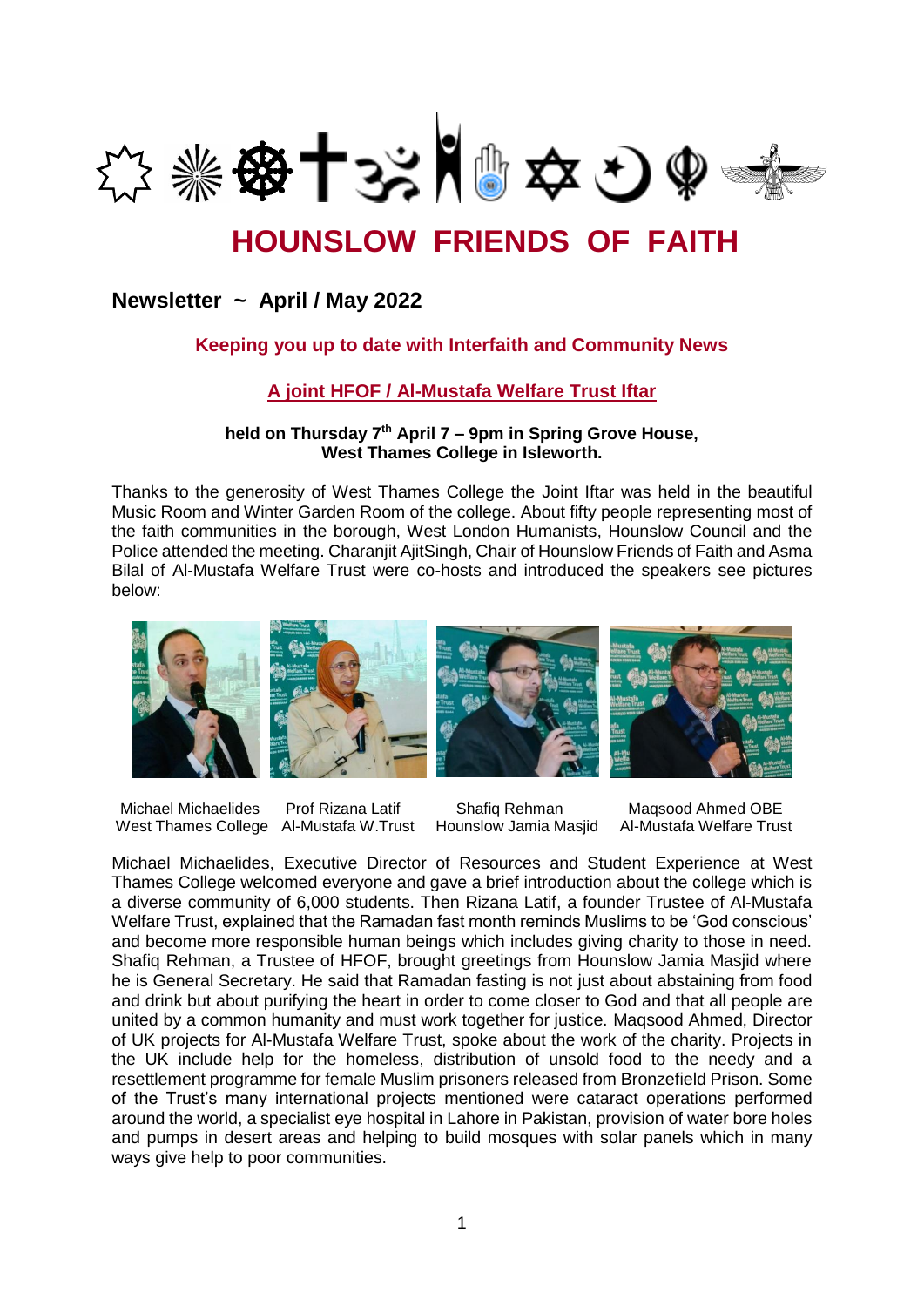# HOUSLOW FRIENDS OF FAITH

## Newsletter ~ April / May 2022

**Keeping you up to date with Interfaith and Community News**

### A joint HFOF / Al-Mustafa Welfare Trust Iftar

**held on Thursday 7th April 7 – 9pm in Spring Grove House, West Thames College in Isleworth.**

Thanks to the generosity of West Thames College the Joint Iftar was held in the beautiful Music Room and Winter Garden Room of the college. About fifty people representing most of the faith communities in the borough, West London Humanists, Hounslow Council and the Police attended the meeting. Charanjit AjitSingh, Chair of Hounslow Friends of Faith and Asma Bilal of Al-Mustafa Welfare Trust were co-hosts and introduced the speakers see pictures below:

| Michael Michaelides West Thames College | Prof Rizana Latif Al-Mustafa W.Trust | Shafiq Rehman Hounslow Jamia Masjid | Maqsood Ahmed OBE Al-Mustafa Welfare Trust |
|---|---|---|---|

Michael Michaelides, Executive Director of Resources and Student Experience at West Thames College welcomed everyone and gave a brief introduction about the college which is a diverse community of 6,000 students. Then Rizana Latif, a founder Trustee of Al-Mustafa Welfare Trust, explained that the Ramadan fast month reminds Muslims to be 'God conscious' and become more responsible human beings which includes giving charity to those in need. Shafiq Rehman, a Trustee of HFOF, brought greetings from Hounslow Jamia Masjid where he is General Secretary. He said that Ramadan fasting is not just about abstaining from food and drink but about purifying the heart in order to come closer to God and that all people are united by a common humanity and must work together for justice. Maqsood Ahmed, Director of UK projects for Al-Mustafa Welfare Trust, spoke about the work of the charity. Projects in the UK include help for the homeless, distribution of unsold food to the needy and a resettlement programme for female Muslim prisoners released from Bronzefield Prison. Some of the Trust's many international projects mentioned were cataract operations performed around the world, a specialist eye hospital in Lahore in Pakistan, provision of water bore holes and pumps in desert areas and helping to build mosques with solar panels which in many ways give help to poor communities.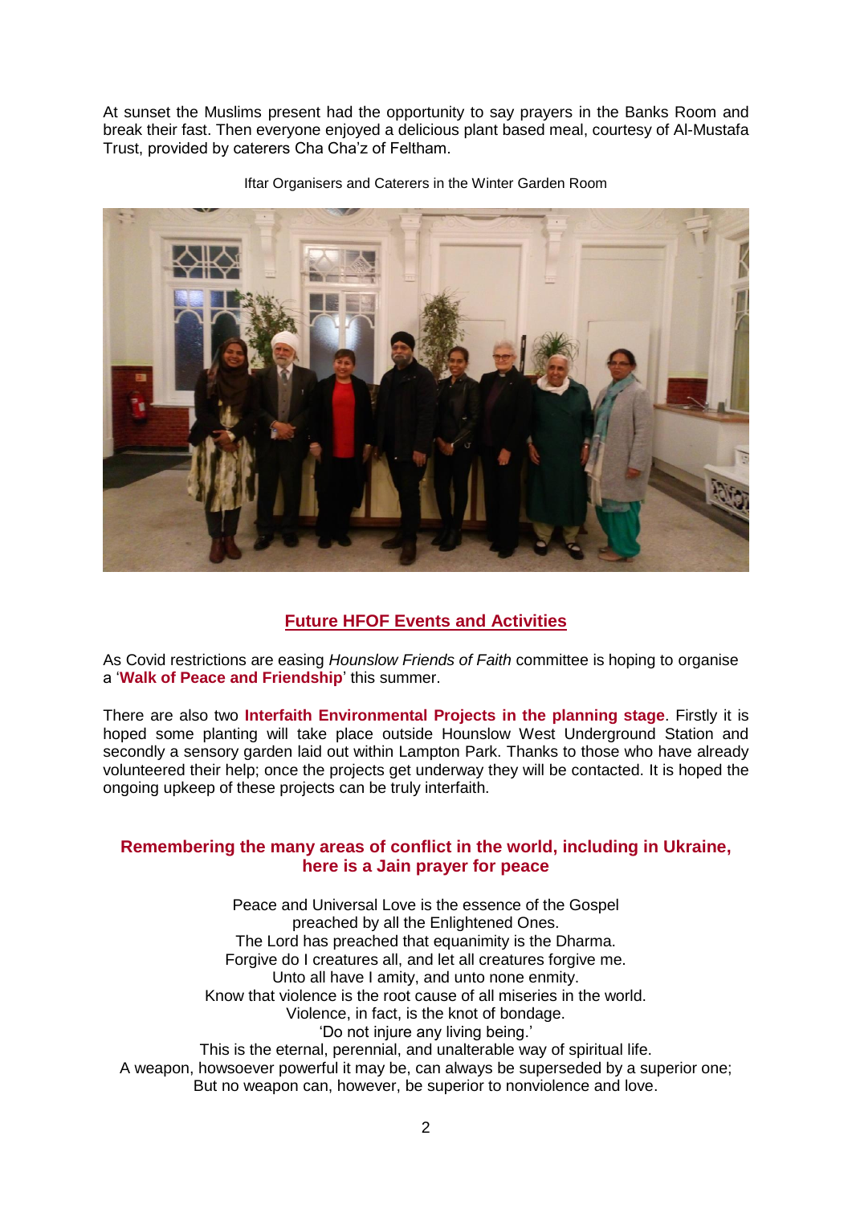At sunset the Muslims present had the opportunity to say prayers in the Banks Room and break their fast. Then everyone enjoyed a delicious plant based meal, courtesy of Al-Mustafa Trust, provided by caterers Cha Cha'z of Feltham.

Iftar Organisers and Caterers in the Winter Garden Room

## Future HFOF Events and Activities

As Covid restrictions are easing *Hounslow Friends of Faith* committee is hoping to organise a '**Walk of Peace and Friendship**' this summer.

There are also two **Interfaith Environmental Projects in the planning stage**. Firstly it is hoped some planting will take place outside Hounslow West Underground Station and secondly a sensory garden laid out within Lampton Park. Thanks to those who have already volunteered their help; once the projects get underway they will be contacted. It is hoped the ongoing upkeep of these projects can be truly interfaith.

### Remembering the many areas of conflict in the world, including in Ukraine, here is a Jain prayer for peace

Peace and Universal Love is the essence of the Gospel
preached by all the Enlightened Ones.
The Lord has preached that equanimity is the Dharma.
Forgive do I creatures all, and let all creatures forgive me.
Unto all have I amity, and unto none enmity.
Know that violence is the root cause of all miseries in the world.
Violence, in fact, is the knot of bondage.
'Do not injure any living being.'
This is the eternal, perennial, and unalterable way of spiritual life.
A weapon, howsoever powerful it may be, can always be superseded by a superior one;
But no weapon can, however, be superior to nonviolence and love.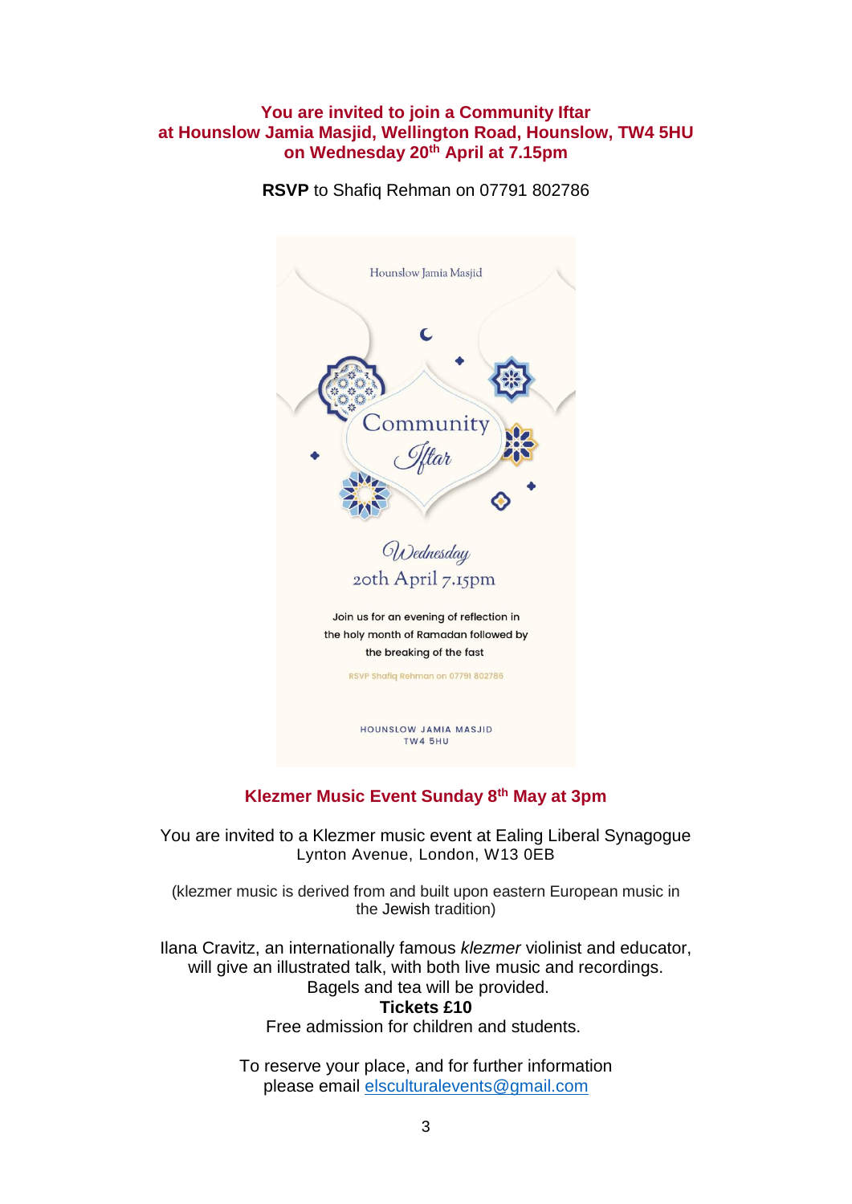**You are invited to join a Community Iftar at Hounslow Jamia Masjid, Wellington Road, Hounslow, TW4 5HU on Wednesday 20th April at 7.15pm**

**RSVP** to Shafiq Rehman on 07791 802786

Hounslow Jamia Masjid

Community Iftar

Wednesday
20th April 7.15pm

Join us for an evening of reflection in the holy month of Ramadan followed by the breaking of the fast

RSVP Shafiq Rehman on 07791 802786

HOUNSLOW JAMIA MASJID
TW4 5HU

## Klezmer Music Event Sunday 8th May at 3pm

You are invited to a Klezmer music event at Ealing Liberal Synagogue
Lynton Avenue, London, W13 0EB

(klezmer music is derived from and built upon eastern European music in the Jewish tradition)

Ilana Cravitz, an internationally famous *klezmer* violinist and educator, will give an illustrated talk, with both live music and recordings.
Bagels and tea will be provided.
**Tickets £10**
Free admission for children and students.

To reserve your place, and for further information please email elsculturalevents@gmail.com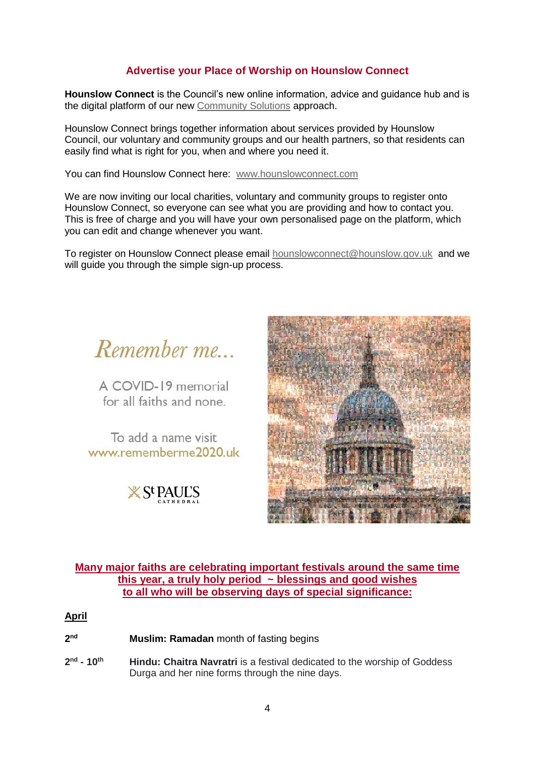## Advertise your Place of Worship on Hounslow Connect

**Hounslow Connect** is the Council's new online information, advice and guidance hub and is the digital platform of our new Community Solutions approach.

Hounslow Connect brings together information about services provided by Hounslow Council, our voluntary and community groups and our health partners, so that residents can easily find what is right for you, when and where you need it.

You can find Hounslow Connect here: www.hounslowconnect.com

We are now inviting our local charities, voluntary and community groups to register onto Hounslow Connect, so everyone can see what you are providing and how to contact you. This is free of charge and you will have your own personalised page on the platform, which you can edit and change whenever you want.

To register on Hounslow Connect please email hounslowconnect@hounslow.gov.uk and we will guide you through the simple sign-up process.

*Remember me...*

A COVID-19 memorial for all faiths and none.

To add a name visit www.rememberme2020.uk

St PAUL'S CATHEDRAL

## Many major faiths are celebrating important festivals around the same time this year, a truly holy period ~ blessings and good wishes to all who will be observing days of special significance:

**April**

| | |
|---|---|
| **2nd** | **Muslim: Ramadan** month of fasting begins |
| **2nd - 10th** | **Hindu: Chaitra Navratri** is a festival dedicated to the worship of Goddess Durga and her nine forms through the nine days. |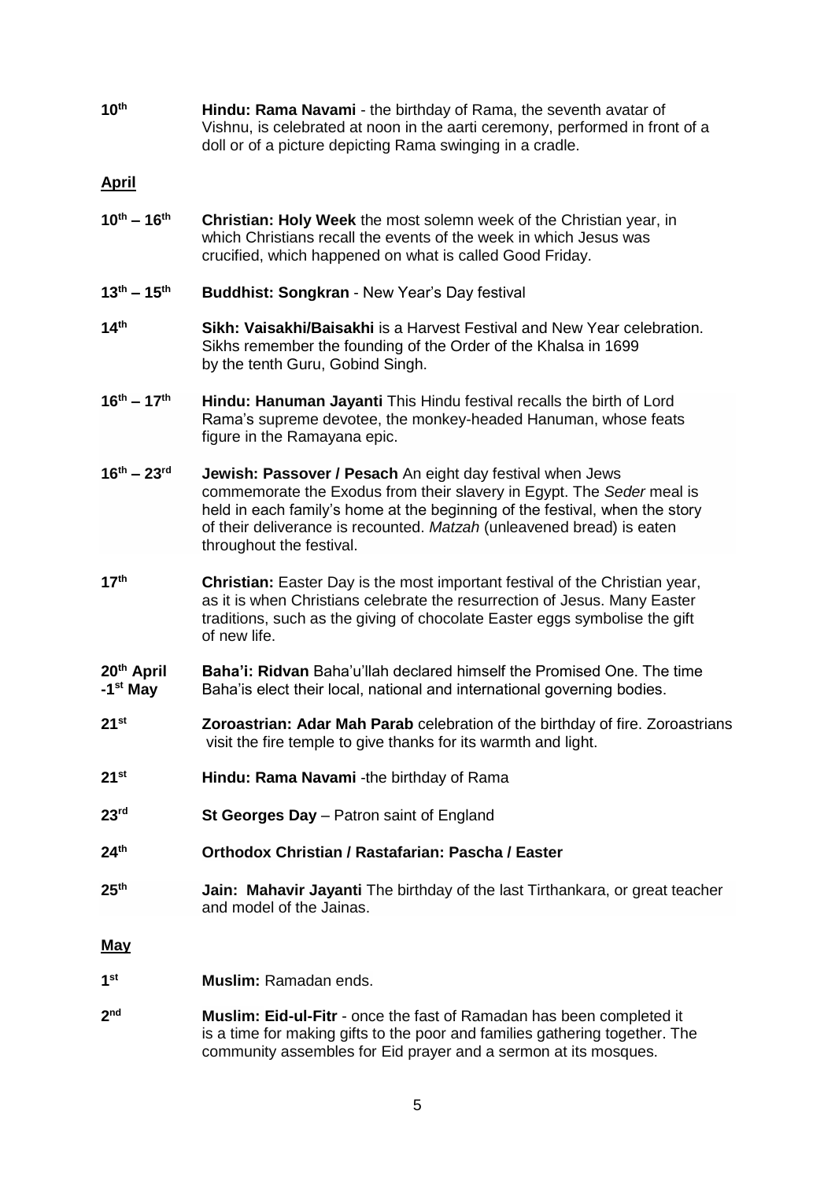**10th** **Hindu: Rama Navami** - the birthday of Rama, the seventh avatar of Vishnu, is celebrated at noon in the aarti ceremony, performed in front of a doll or of a picture depicting Rama swinging in a cradle.

## April

**10th – 16th** **Christian: Holy Week** the most solemn week of the Christian year, in which Christians recall the events of the week in which Jesus was crucified, which happened on what is called Good Friday.

**13th – 15th** **Buddhist: Songkran** - New Year's Day festival

**14th** **Sikh: Vaisakhi/Baisakhi** is a Harvest Festival and New Year celebration. Sikhs remember the founding of the Order of the Khalsa in 1699 by the tenth Guru, Gobind Singh.

**16th – 17th** **Hindu: Hanuman Jayanti** This Hindu festival recalls the birth of Lord Rama's supreme devotee, the monkey-headed Hanuman, whose feats figure in the Ramayana epic.

**16th – 23rd** **Jewish: Passover / Pesach** An eight day festival when Jews commemorate the Exodus from their slavery in Egypt. The *Seder* meal is held in each family's home at the beginning of the festival, when the story of their deliverance is recounted. *Matzah* (unleavened bread) is eaten throughout the festival.

**17th** **Christian:** Easter Day is the most important festival of the Christian year, as it is when Christians celebrate the resurrection of Jesus. Many Easter traditions, such as the giving of chocolate Easter eggs symbolise the gift of new life.

**20th April -1st May** **Baha'i: Ridvan** Baha'u'llah declared himself the Promised One. The time Baha'is elect their local, national and international governing bodies.

**21st** **Zoroastrian: Adar Mah Parab** celebration of the birthday of fire. Zoroastrians visit the fire temple to give thanks for its warmth and light.

**21st** **Hindu: Rama Navami** -the birthday of Rama

**23rd** **St Georges Day** – Patron saint of England

**24th** **Orthodox Christian / Rastafarian: Pascha / Easter**

**25th** **Jain: Mahavir Jayanti** The birthday of the last Tirthankara, or great teacher and model of the Jainas.

## May

**1st** **Muslim:** Ramadan ends.

**2nd** **Muslim: Eid-ul-Fitr** - once the fast of Ramadan has been completed it is a time for making gifts to the poor and families gathering together. The community assembles for Eid prayer and a sermon at its mosques.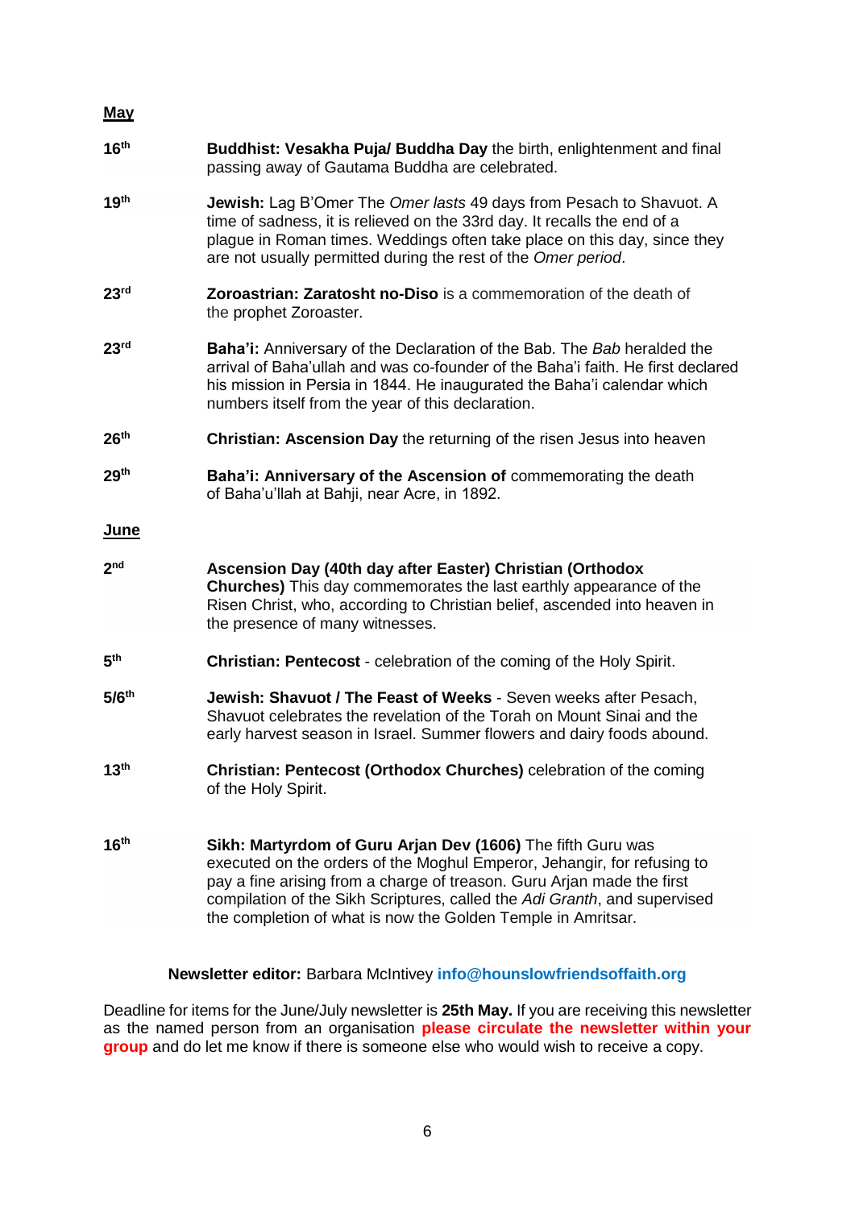**May**

| | |
|---|---|
| 16th | **Buddhist: Vesakha Puja/ Buddha Day** the birth, enlightenment and final passing away of Gautama Buddha are celebrated. |
| 19th | **Jewish:** Lag B'Omer The *Omer lasts* 49 days from Pesach to Shavuot. A time of sadness, it is relieved on the 33rd day. It recalls the end of a plague in Roman times. Weddings often take place on this day, since they are not usually permitted during the rest of the *Omer period*. |
| 23rd | **Zoroastrian: Zaratosht no-Diso** is a commemoration of the death of the prophet Zoroaster. |
| 23rd | **Baha'i:** Anniversary of the Declaration of the Bab. The *Bab* heralded the arrival of Baha'ullah and was co-founder of the Baha'i faith. He first declared his mission in Persia in 1844. He inaugurated the Baha'i calendar which numbers itself from the year of this declaration. |
| 26th | **Christian: Ascension Day** the returning of the risen Jesus into heaven |
| 29th | **Baha'i: Anniversary of the Ascension of** commemorating the death of Baha'u'llah at Bahji, near Acre, in 1892. |

**June**

| | |
|---|---|
| 2nd | **Ascension Day (40th day after Easter) Christian (Orthodox Churches)** This day commemorates the last earthly appearance of the Risen Christ, who, according to Christian belief, ascended into heaven in the presence of many witnesses. |
| 5th | **Christian: Pentecost** - celebration of the coming of the Holy Spirit. |
| 5/6th | **Jewish: Shavuot / The Feast of Weeks** - Seven weeks after Pesach, Shavuot celebrates the revelation of the Torah on Mount Sinai and the early harvest season in Israel. Summer flowers and dairy foods abound. |
| 13th | **Christian: Pentecost (Orthodox Churches)** celebration of the coming of the Holy Spirit. |
| 16th | **Sikh: Martyrdom of Guru Arjan Dev (1606)** The fifth Guru was executed on the orders of the Moghul Emperor, Jehangir, for refusing to pay a fine arising from a charge of treason. Guru Arjan made the first compilation of the Sikh Scriptures, called the *Adi Granth*, and supervised the completion of what is now the Golden Temple in Amritsar. |

**Newsletter editor:** Barbara McIntivey **info@hounslowfriendsoffaith.org**

Deadline for items for the June/July newsletter is **25th May.** If you are receiving this newsletter as the named person from an organisation **please circulate the newsletter within your group** and do let me know if there is someone else who would wish to receive a copy.